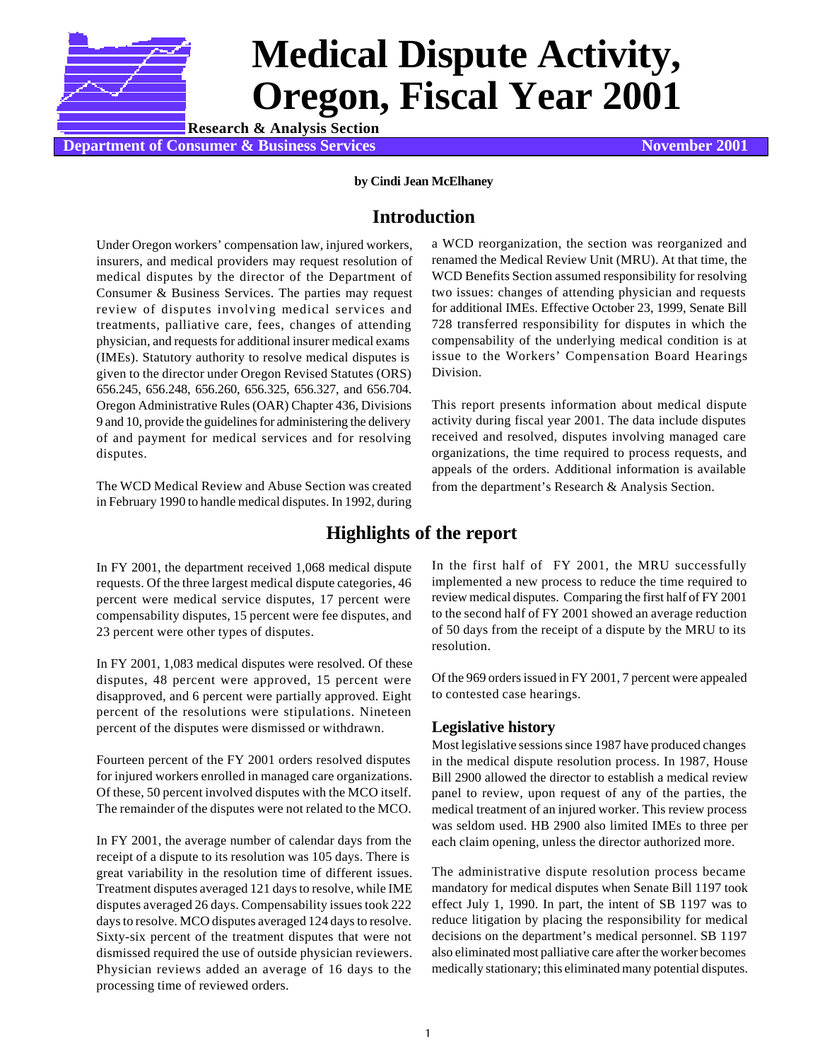# Medical Dispute Activity, Oregon, Fiscal Year 2001

**Research & Analysis Section**

**Department of Consumer & Business Services** **November 2001**

**by Cindi Jean McElhaney**

## Introduction

Under Oregon workers' compensation law, injured workers, insurers, and medical providers may request resolution of medical disputes by the director of the Department of Consumer & Business Services. The parties may request review of disputes involving medical services and treatments, palliative care, fees, changes of attending physician, and requests for additional insurer medical exams (IMEs). Statutory authority to resolve medical disputes is given to the director under Oregon Revised Statutes (ORS) 656.245, 656.248, 656.260, 656.325, 656.327, and 656.704. Oregon Administrative Rules (OAR) Chapter 436, Divisions 9 and 10, provide the guidelines for administering the delivery of and payment for medical services and for resolving disputes.

The WCD Medical Review and Abuse Section was created in February 1990 to handle medical disputes. In 1992, during a WCD reorganization, the section was reorganized and renamed the Medical Review Unit (MRU). At that time, the WCD Benefits Section assumed responsibility for resolving two issues: changes of attending physician and requests for additional IMEs. Effective October 23, 1999, Senate Bill 728 transferred responsibility for disputes in which the compensability of the underlying medical condition is at issue to the Workers' Compensation Board Hearings Division.

This report presents information about medical dispute activity during fiscal year 2001. The data include disputes received and resolved, disputes involving managed care organizations, the time required to process requests, and appeals of the orders. Additional information is available from the department's Research & Analysis Section.

## Highlights of the report

In FY 2001, the department received 1,068 medical dispute requests. Of the three largest medical dispute categories, 46 percent were medical service disputes, 17 percent were compensability disputes, 15 percent were fee disputes, and 23 percent were other types of disputes.

In FY 2001, 1,083 medical disputes were resolved. Of these disputes, 48 percent were approved, 15 percent were disapproved, and 6 percent were partially approved. Eight percent of the resolutions were stipulations. Nineteen percent of the disputes were dismissed or withdrawn.

Fourteen percent of the FY 2001 orders resolved disputes for injured workers enrolled in managed care organizations. Of these, 50 percent involved disputes with the MCO itself. The remainder of the disputes were not related to the MCO.

In FY 2001, the average number of calendar days from the receipt of a dispute to its resolution was 105 days. There is great variability in the resolution time of different issues. Treatment disputes averaged 121 days to resolve, while IME disputes averaged 26 days. Compensability issues took 222 days to resolve. MCO disputes averaged 124 days to resolve. Sixty-six percent of the treatment disputes that were not dismissed required the use of outside physician reviewers. Physician reviews added an average of 16 days to the processing time of reviewed orders.

In the first half of FY 2001, the MRU successfully implemented a new process to reduce the time required to review medical disputes. Comparing the first half of FY 2001 to the second half of FY 2001 showed an average reduction of 50 days from the receipt of a dispute by the MRU to its resolution.

Of the 969 orders issued in FY 2001, 7 percent were appealed to contested case hearings.

### Legislative history

Most legislative sessions since 1987 have produced changes in the medical dispute resolution process. In 1987, House Bill 2900 allowed the director to establish a medical review panel to review, upon request of any of the parties, the medical treatment of an injured worker. This review process was seldom used. HB 2900 also limited IMEs to three per each claim opening, unless the director authorized more.

The administrative dispute resolution process became mandatory for medical disputes when Senate Bill 1197 took effect July 1, 1990. In part, the intent of SB 1197 was to reduce litigation by placing the responsibility for medical decisions on the department's medical personnel. SB 1197 also eliminated most palliative care after the worker becomes medically stationary; this eliminated many potential disputes.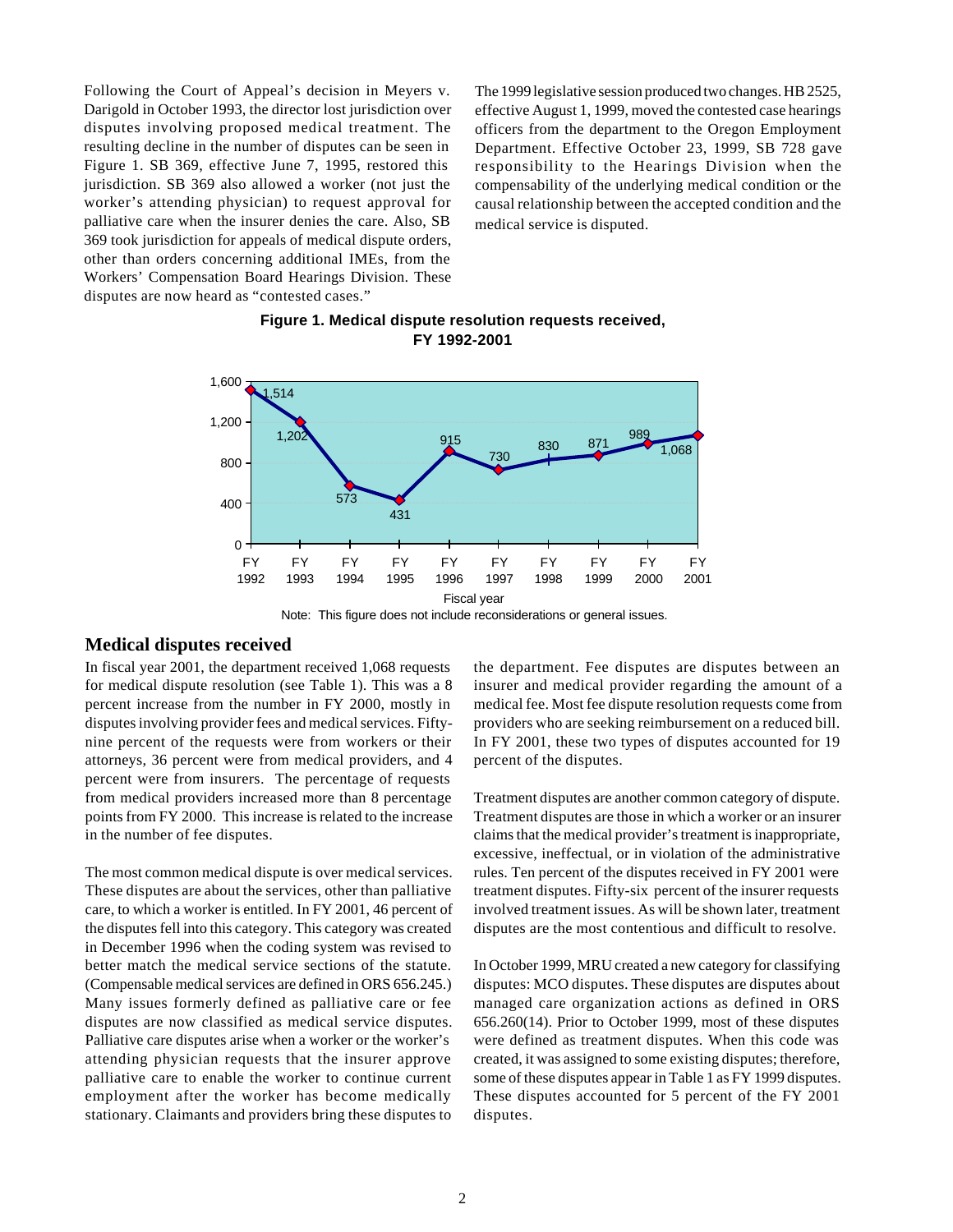Following the Court of Appeal's decision in Meyers v. Darigold in October 1993, the director lost jurisdiction over disputes involving proposed medical treatment. The resulting decline in the number of disputes can be seen in Figure 1. SB 369, effective June 7, 1995, restored this jurisdiction. SB 369 also allowed a worker (not just the worker's attending physician) to request approval for palliative care when the insurer denies the care. Also, SB 369 took jurisdiction for appeals of medical dispute orders, other than orders concerning additional IMEs, from the Workers' Compensation Board Hearings Division. These disputes are now heard as "contested cases."

The 1999 legislative session produced two changes. HB 2525, effective August 1, 1999, moved the contested case hearings officers from the department to the Oregon Employment Department. Effective October 23, 1999, SB 728 gave responsibility to the Hearings Division when the compensability of the underlying medical condition or the causal relationship between the accepted condition and the medical service is disputed.

**Figure 1. Medical dispute resolution requests received, FY 1992-2001**

| Fiscal year | Requests received |
|---|---|
| FY 1992 | 1,514 |
| FY 1993 | 1,202 |
| FY 1994 | 573 |
| FY 1995 | 431 |
| FY 1996 | 915 |
| FY 1997 | 730 |
| FY 1998 | 830 |
| FY 1999 | 871 |
| FY 2000 | 989 |
| FY 2001 | 1,068 |

Note: This figure does not include reconsiderations or general issues.

## Medical disputes received

In fiscal year 2001, the department received 1,068 requests for medical dispute resolution (see Table 1). This was a 8 percent increase from the number in FY 2000, mostly in disputes involving provider fees and medical services. Fifty-nine percent of the requests were from workers or their attorneys, 36 percent were from medical providers, and 4 percent were from insurers. The percentage of requests from medical providers increased more than 8 percentage points from FY 2000. This increase is related to the increase in the number of fee disputes.

The most common medical dispute is over medical services. These disputes are about the services, other than palliative care, to which a worker is entitled. In FY 2001, 46 percent of the disputes fell into this category. This category was created in December 1996 when the coding system was revised to better match the medical service sections of the statute. (Compensable medical services are defined in ORS 656.245.) Many issues formerly defined as palliative care or fee disputes are now classified as medical service disputes. Palliative care disputes arise when a worker or the worker's attending physician requests that the insurer approve palliative care to enable the worker to continue current employment after the worker has become medically stationary. Claimants and providers bring these disputes to the department. Fee disputes are disputes between an insurer and medical provider regarding the amount of a medical fee. Most fee dispute resolution requests come from providers who are seeking reimbursement on a reduced bill. In FY 2001, these two types of disputes accounted for 19 percent of the disputes.

Treatment disputes are another common category of dispute. Treatment disputes are those in which a worker or an insurer claims that the medical provider's treatment is inappropriate, excessive, ineffectual, or in violation of the administrative rules. Ten percent of the disputes received in FY 2001 were treatment disputes. Fifty-six percent of the insurer requests involved treatment issues. As will be shown later, treatment disputes are the most contentious and difficult to resolve.

In October 1999, MRU created a new category for classifying disputes: MCO disputes. These disputes are disputes about managed care organization actions as defined in ORS 656.260(14). Prior to October 1999, most of these disputes were defined as treatment disputes. When this code was created, it was assigned to some existing disputes; therefore, some of these disputes appear in Table 1 as FY 1999 disputes. These disputes accounted for 5 percent of the FY 2001 disputes.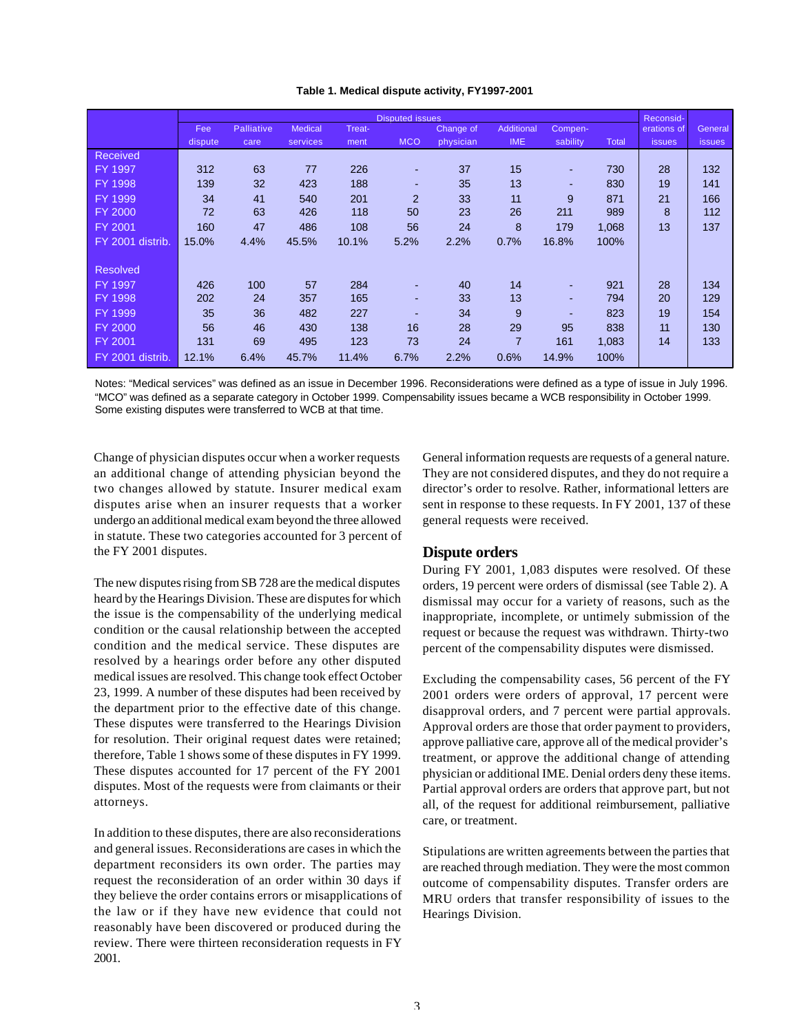**Table 1. Medical dispute activity, FY1997-2001**

| | Disputed issues | | | | | | | | | Reconsid-erations of issues | General issues |
|---|---|---|---|---|---|---|---|---|---|---|---|
| | Fee dispute | Palliative care | Medical services | Treat-ment | MCO | Change of physician | Additional IME | Compen-sability | Total | | |
| **Received** | | | | | | | | | | | |
| FY 1997 | 312 | 63 | 77 | 226 | - | 37 | 15 | - | 730 | 28 | 132 |
| FY 1998 | 139 | 32 | 423 | 188 | - | 35 | 13 | - | 830 | 19 | 141 |
| FY 1999 | 34 | 41 | 540 | 201 | 2 | 33 | 11 | 9 | 871 | 21 | 166 |
| FY 2000 | 72 | 63 | 426 | 118 | 50 | 23 | 26 | 211 | 989 | 8 | 112 |
| FY 2001 | 160 | 47 | 486 | 108 | 56 | 24 | 8 | 179 | 1,068 | 13 | 137 |
| FY 2001 distrib. | 15.0% | 4.4% | 45.5% | 10.1% | 5.2% | 2.2% | 0.7% | 16.8% | 100% | | |
| **Resolved** | | | | | | | | | | | |
| FY 1997 | 426 | 100 | 57 | 284 | - | 40 | 14 | - | 921 | 28 | 134 |
| FY 1998 | 202 | 24 | 357 | 165 | - | 33 | 13 | - | 794 | 20 | 129 |
| FY 1999 | 35 | 36 | 482 | 227 | - | 34 | 9 | - | 823 | 19 | 154 |
| FY 2000 | 56 | 46 | 430 | 138 | 16 | 28 | 29 | 95 | 838 | 11 | 130 |
| FY 2001 | 131 | 69 | 495 | 123 | 73 | 24 | 7 | 161 | 1,083 | 14 | 133 |
| FY 2001 distrib. | 12.1% | 6.4% | 45.7% | 11.4% | 6.7% | 2.2% | 0.6% | 14.9% | 100% | | |

Notes: "Medical services" was defined as an issue in December 1996. Reconsiderations were defined as a type of issue in July 1996. "MCO" was defined as a separate category in October 1999. Compensability issues became a WCB responsibility in October 1999. Some existing disputes were transferred to WCB at that time.

Change of physician disputes occur when a worker requests an additional change of attending physician beyond the two changes allowed by statute. Insurer medical exam disputes arise when an insurer requests that a worker undergo an additional medical exam beyond the three allowed in statute. These two categories accounted for 3 percent of the FY 2001 disputes.

The new disputes rising from SB 728 are the medical disputes heard by the Hearings Division. These are disputes for which the issue is the compensability of the underlying medical condition or the causal relationship between the accepted condition and the medical service. These disputes are resolved by a hearings order before any other disputed medical issues are resolved. This change took effect October 23, 1999. A number of these disputes had been received by the department prior to the effective date of this change. These disputes were transferred to the Hearings Division for resolution. Their original request dates were retained; therefore, Table 1 shows some of these disputes in FY 1999. These disputes accounted for 17 percent of the FY 2001 disputes. Most of the requests were from claimants or their attorneys.

In addition to these disputes, there are also reconsiderations and general issues. Reconsiderations are cases in which the department reconsiders its own order. The parties may request the reconsideration of an order within 30 days if they believe the order contains errors or misapplications of the law or if they have new evidence that could not reasonably have been discovered or produced during the review. There were thirteen reconsideration requests in FY 2001.

General information requests are requests of a general nature. They are not considered disputes, and they do not require a director's order to resolve. Rather, informational letters are sent in response to these requests. In FY 2001, 137 of these general requests were received.

## Dispute orders

During FY 2001, 1,083 disputes were resolved. Of these orders, 19 percent were orders of dismissal (see Table 2). A dismissal may occur for a variety of reasons, such as the inappropriate, incomplete, or untimely submission of the request or because the request was withdrawn. Thirty-two percent of the compensability disputes were dismissed.

Excluding the compensability cases, 56 percent of the FY 2001 orders were orders of approval, 17 percent were disapproval orders, and 7 percent were partial approvals. Approval orders are those that order payment to providers, approve palliative care, approve all of the medical provider's treatment, or approve the additional change of attending physician or additional IME. Denial orders deny these items. Partial approval orders are orders that approve part, but not all, of the request for additional reimbursement, palliative care, or treatment.

Stipulations are written agreements between the parties that are reached through mediation. They were the most common outcome of compensability disputes. Transfer orders are MRU orders that transfer responsibility of issues to the Hearings Division.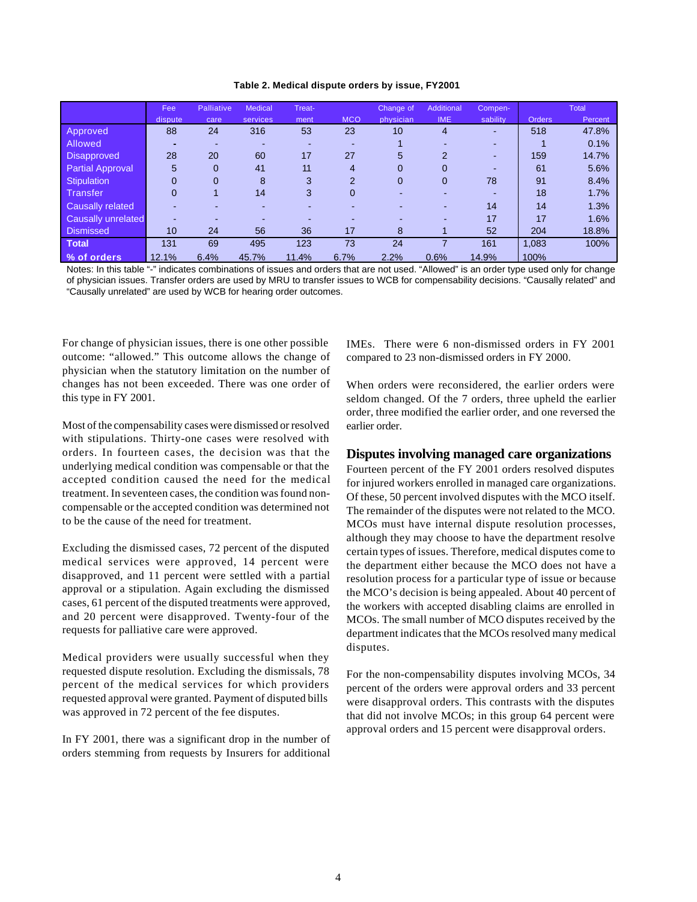**Table 2. Medical dispute orders by issue, FY2001**

| | Fee dispute | Palliative care | Medical services | Treat-ment | MCO | Change of physician | Additional IME | Compen-sability | Total Orders | Total Percent |
|---|---|---|---|---|---|---|---|---|---|---|
| Approved | 88 | 24 | 316 | 53 | 23 | 10 | 4 | - | 518 | 47.8% |
| Allowed | - | - | - | - | - | 1 | - | - | 1 | 0.1% |
| Disapproved | 28 | 20 | 60 | 17 | 27 | 5 | 2 | - | 159 | 14.7% |
| Partial Approval | 5 | 0 | 41 | 11 | 4 | 0 | 0 | - | 61 | 5.6% |
| Stipulation | 0 | 0 | 8 | 3 | 2 | 0 | 0 | 78 | 91 | 8.4% |
| Transfer | 0 | 1 | 14 | 3 | 0 | - | - | - | 18 | 1.7% |
| Causally related | - | - | - | - | - | - | - | 14 | 14 | 1.3% |
| Causally unrelated | - | - | - | - | - | - | - | 17 | 17 | 1.6% |
| Dismissed | 10 | 24 | 56 | 36 | 17 | 8 | 1 | 52 | 204 | 18.8% |
| **Total** | 131 | 69 | 495 | 123 | 73 | 24 | 7 | 161 | 1,083 | 100% |
| **% of orders** | 12.1% | 6.4% | 45.7% | 11.4% | 6.7% | 2.2% | 0.6% | 14.9% | 100% | |

Notes: In this table "-" indicates combinations of issues and orders that are not used. "Allowed" is an order type used only for change of physician issues. Transfer orders are used by MRU to transfer issues to WCB for compensability decisions. "Causally related" and "Causally unrelated" are used by WCB for hearing order outcomes.

For change of physician issues, there is one other possible outcome: "allowed." This outcome allows the change of physician when the statutory limitation on the number of changes has not been exceeded. There was one order of this type in FY 2001.

Most of the compensability cases were dismissed or resolved with stipulations. Thirty-one cases were resolved with orders. In fourteen cases, the decision was that the underlying medical condition was compensable or that the accepted condition caused the need for the medical treatment. In seventeen cases, the condition was found non-compensable or the accepted condition was determined not to be the cause of the need for treatment.

Excluding the dismissed cases, 72 percent of the disputed medical services were approved, 14 percent were disapproved, and 11 percent were settled with a partial approval or a stipulation. Again excluding the dismissed cases, 61 percent of the disputed treatments were approved, and 20 percent were disapproved. Twenty-four of the requests for palliative care were approved.

Medical providers were usually successful when they requested dispute resolution. Excluding the dismissals, 78 percent of the medical services for which providers requested approval were granted. Payment of disputed bills was approved in 72 percent of the fee disputes.

In FY 2001, there was a significant drop in the number of orders stemming from requests by Insurers for additional IMEs. There were 6 non-dismissed orders in FY 2001 compared to 23 non-dismissed orders in FY 2000.

When orders were reconsidered, the earlier orders were seldom changed. Of the 7 orders, three upheld the earlier order, three modified the earlier order, and one reversed the earlier order.

## Disputes involving managed care organizations

Fourteen percent of the FY 2001 orders resolved disputes for injured workers enrolled in managed care organizations. Of these, 50 percent involved disputes with the MCO itself. The remainder of the disputes were not related to the MCO. MCOs must have internal dispute resolution processes, although they may choose to have the department resolve certain types of issues. Therefore, medical disputes come to the department either because the MCO does not have a resolution process for a particular type of issue or because the MCO's decision is being appealed. About 40 percent of the workers with accepted disabling claims are enrolled in MCOs. The small number of MCO disputes received by the department indicates that the MCOs resolved many medical disputes.

For the non-compensability disputes involving MCOs, 34 percent of the orders were approval orders and 33 percent were disapproval orders. This contrasts with the disputes that did not involve MCOs; in this group 64 percent were approval orders and 15 percent were disapproval orders.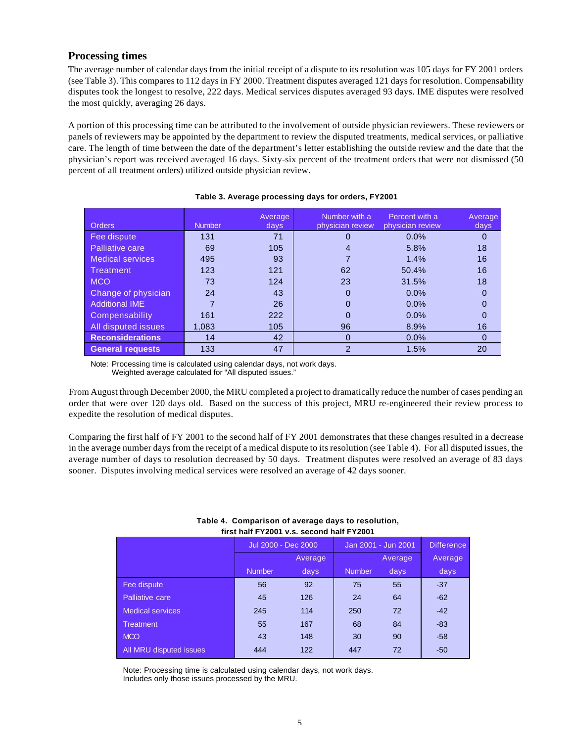## Processing times

The average number of calendar days from the initial receipt of a dispute to its resolution was 105 days for FY 2001 orders (see Table 3). This compares to 112 days in FY 2000. Treatment disputes averaged 121 days for resolution. Compensability disputes took the longest to resolve, 222 days. Medical services disputes averaged 93 days. IME disputes were resolved the most quickly, averaging 26 days.

A portion of this processing time can be attributed to the involvement of outside physician reviewers. These reviewers or panels of reviewers may be appointed by the department to review the disputed treatments, medical services, or palliative care. The length of time between the date of the department's letter establishing the outside review and the date that the physician's report was received averaged 16 days. Sixty-six percent of the treatment orders that were not dismissed (50 percent of all treatment orders) utilized outside physician review.

**Table 3. Average processing days for orders, FY2001**

| Orders | Number | Average days | Number with a physician review | Percent with a physician review | Average days |
|---|---|---|---|---|---|
| Fee dispute | 131 | 71 | 0 | 0.0% | 0 |
| Palliative care | 69 | 105 | 4 | 5.8% | 18 |
| Medical services | 495 | 93 | 7 | 1.4% | 16 |
| Treatment | 123 | 121 | 62 | 50.4% | 16 |
| MCO | 73 | 124 | 23 | 31.5% | 18 |
| Change of physician | 24 | 43 | 0 | 0.0% | 0 |
| Additional IME | 7 | 26 | 0 | 0.0% | 0 |
| Compensability | 161 | 222 | 0 | 0.0% | 0 |
| All disputed issues | 1,083 | 105 | 96 | 8.9% | 16 |
| **Reconsiderations** | 14 | 42 | 0 | 0.0% | 0 |
| **General requests** | 133 | 47 | 2 | 1.5% | 20 |

Note: Processing time is calculated using calendar days, not work days.
Weighted average calculated for "All disputed issues."

From August through December 2000, the MRU completed a project to dramatically reduce the number of cases pending an order that were over 120 days old. Based on the success of this project, MRU re-engineered their review process to expedite the resolution of medical disputes.

Comparing the first half of FY 2001 to the second half of FY 2001 demonstrates that these changes resulted in a decrease in the average number days from the receipt of a medical dispute to its resolution (see Table 4). For all disputed issues, the average number of days to resolution decreased by 50 days. Treatment disputes were resolved an average of 83 days sooner. Disputes involving medical services were resolved an average of 42 days sooner.

**Table 4. Comparison of average days to resolution, first half FY2001 v.s. second half FY2001**

| | Jul 2000 - Dec 2000 | | Jan 2001 - Jun 2001 | | Difference |
|---|---|---|---|---|---|
| | Number | Average days | Number | Average days | Average days |
| Fee dispute | 56 | 92 | 75 | 55 | -37 |
| Palliative care | 45 | 126 | 24 | 64 | -62 |
| Medical services | 245 | 114 | 250 | 72 | -42 |
| Treatment | 55 | 167 | 68 | 84 | -83 |
| MCO | 43 | 148 | 30 | 90 | -58 |
| All MRU disputed issues | 444 | 122 | 447 | 72 | -50 |

Note: Processing time is calculated using calendar days, not work days.
Includes only those issues processed by the MRU.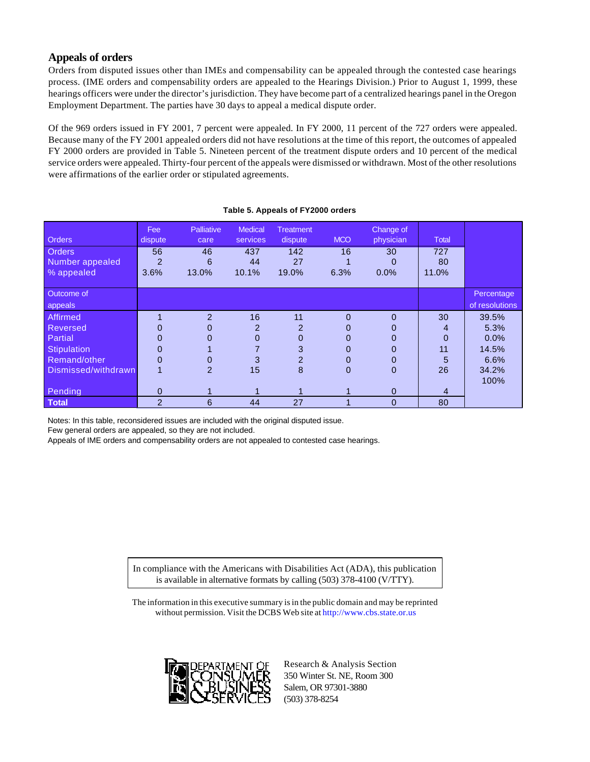## Appeals of orders

Orders from disputed issues other than IMEs and compensability can be appealed through the contested case hearings process. (IME orders and compensability orders are appealed to the Hearings Division.) Prior to August 1, 1999, these hearings officers were under the director's jurisdiction. They have become part of a centralized hearings panel in the Oregon Employment Department. The parties have 30 days to appeal a medical dispute order.

Of the 969 orders issued in FY 2001, 7 percent were appealed. In FY 2000, 11 percent of the 727 orders were appealed. Because many of the FY 2001 appealed orders did not have resolutions at the time of this report, the outcomes of appealed FY 2000 orders are provided in Table 5. Nineteen percent of the treatment dispute orders and 10 percent of the medical service orders were appealed. Thirty-four percent of the appeals were dismissed or withdrawn. Most of the other resolutions were affirmations of the earlier order or stipulated agreements.

**Table 5. Appeals of FY2000 orders**

| Orders | Fee dispute | Palliative care | Medical services | Treatment dispute | MCO | Change of physician | Total | |
|---|---|---|---|---|---|---|---|---|
| Orders | 56 | 46 | 437 | 142 | 16 | 30 | 727 | |
| Number appealed | 2 | 6 | 44 | 27 | 1 | 0 | 80 | |
| % appealed | 3.6% | 13.0% | 10.1% | 19.0% | 6.3% | 0.0% | 11.0% | |
| Outcome of appeals | | | | | | | | Percentage of resolutions |
| Affirmed | 1 | 2 | 16 | 11 | 0 | 0 | 30 | 39.5% |
| Reversed | 0 | 0 | 2 | 2 | 0 | 0 | 4 | 5.3% |
| Partial | 0 | 0 | 0 | 0 | 0 | 0 | 0 | 0.0% |
| Stipulation | 0 | 1 | 7 | 3 | 0 | 0 | 11 | 14.5% |
| Remand/other | 0 | 0 | 3 | 2 | 0 | 0 | 5 | 6.6% |
| Dismissed/withdrawn | 1 | 2 | 15 | 8 | 0 | 0 | 26 | 34.2% |
| | | | | | | | | 100% |
| Pending | 0 | 1 | 1 | 1 | 1 | 0 | 4 | |
| **Total** | 2 | 6 | 44 | 27 | 1 | 0 | 80 | |

Notes: In this table, reconsidered issues are included with the original disputed issue.
Few general orders are appealed, so they are not included.
Appeals of IME orders and compensability orders are not appealed to contested case hearings.

In compliance with the Americans with Disabilities Act (ADA), this publication is available in alternative formats by calling (503) 378-4100 (V/TTY).

The information in this executive summary is in the public domain and may be reprinted without permission. Visit the DCBS Web site at http://www.cbs.state.or.us

DEPARTMENT OF CONSUMER & BUSINESS SERVICES

Research & Analysis Section
350 Winter St. NE, Room 300
Salem, OR 97301-3880
(503) 378-8254